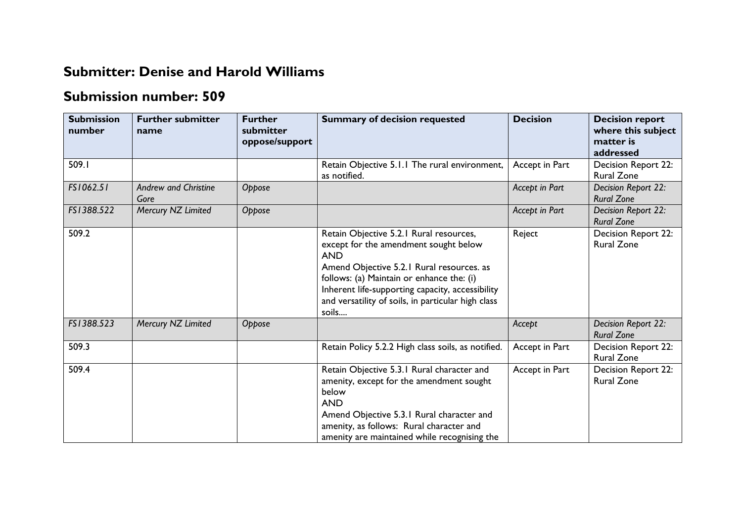## Submitter: Denise and Harold Williams

## Submission number: 509

| Submission number | Further submitter name | Further submitter oppose/support | Summary of decision requested | Decision | Decision report where this subject matter is addressed |
|---|---|---|---|---|---|
| 509.1 | | | Retain Objective 5.1.1 The rural environment, as notified. | Accept in Part | Decision Report 22: Rural Zone |
| *FS1062.51* | *Andrew and Christine Gore* | *Oppose* | | *Accept in Part* | *Decision Report 22: Rural Zone* |
| *FS1388.522* | *Mercury NZ Limited* | *Oppose* | | *Accept in Part* | *Decision Report 22: Rural Zone* |
| 509.2 | | | Retain Objective 5.2.1 Rural resources, except for the amendment sought below<br>AND<br>Amend Objective 5.2.1 Rural resources. as follows: (a) Maintain or enhance the: (i) Inherent life-supporting capacity, accessibility and versatility of soils, in particular high class soils.... | Reject | Decision Report 22: Rural Zone |
| *FS1388.523* | *Mercury NZ Limited* | *Oppose* | | *Accept* | *Decision Report 22: Rural Zone* |
| 509.3 | | | Retain Policy 5.2.2 High class soils, as notified. | Accept in Part | Decision Report 22: Rural Zone |
| 509.4 | | | Retain Objective 5.3.1 Rural character and amenity, except for the amendment sought below<br>AND<br>Amend Objective 5.3.1 Rural character and amenity, as follows: Rural character and amenity are maintained while recognising the | Accept in Part | Decision Report 22: Rural Zone |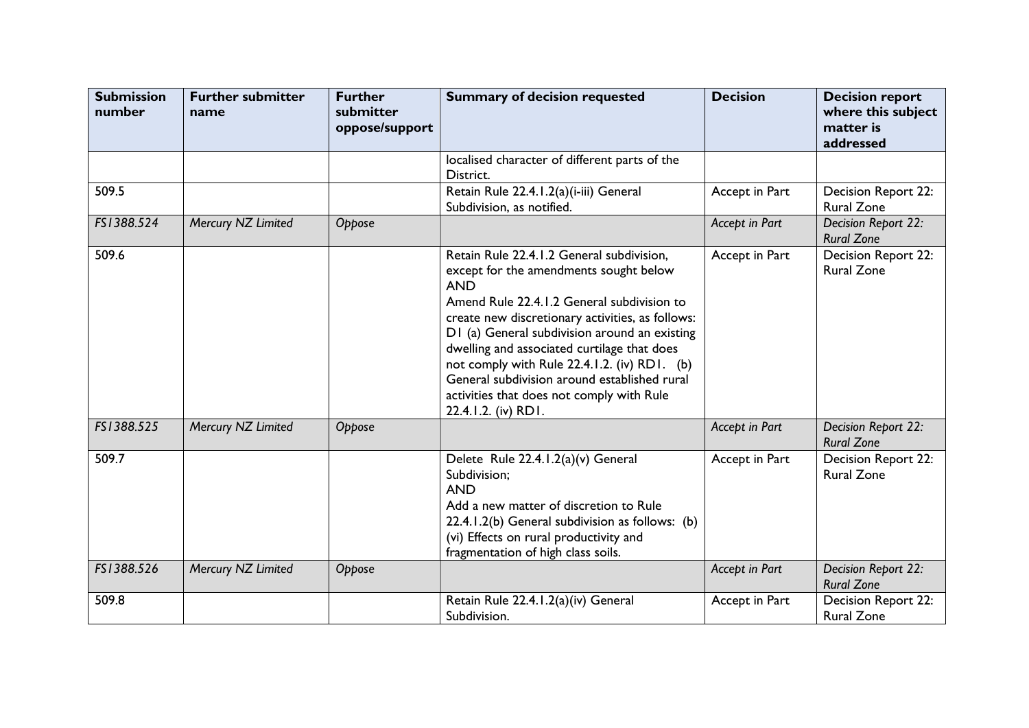| Submission number | Further submitter name | Further submitter oppose/support | Summary of decision requested | Decision | Decision report where this subject matter is addressed |
|---|---|---|---|---|---|
| | | | localised character of different parts of the District. | | |
| 509.5 | | | Retain Rule 22.4.1.2(a)(i-iii) General Subdivision, as notified. | Accept in Part | Decision Report 22: Rural Zone |
| *FS1388.524* | *Mercury NZ Limited* | *Oppose* | | *Accept in Part* | *Decision Report 22: Rural Zone* |
| 509.6 | | | Retain Rule 22.4.1.2 General subdivision, except for the amendments sought below AND Amend Rule 22.4.1.2 General subdivision to create new discretionary activities, as follows: D1 (a) General subdivision around an existing dwelling and associated curtilage that does not comply with Rule 22.4.1.2. (iv) RD1. (b) General subdivision around established rural activities that does not comply with Rule 22.4.1.2. (iv) RD1. | Accept in Part | Decision Report 22: Rural Zone |
| *FS1388.525* | *Mercury NZ Limited* | *Oppose* | | *Accept in Part* | *Decision Report 22: Rural Zone* |
| 509.7 | | | Delete Rule 22.4.1.2(a)(v) General Subdivision; AND Add a new matter of discretion to Rule 22.4.1.2(b) General subdivision as follows: (b) (vi) Effects on rural productivity and fragmentation of high class soils. | Accept in Part | Decision Report 22: Rural Zone |
| *FS1388.526* | *Mercury NZ Limited* | *Oppose* | | *Accept in Part* | *Decision Report 22: Rural Zone* |
| 509.8 | | | Retain Rule 22.4.1.2(a)(iv) General Subdivision. | Accept in Part | Decision Report 22: Rural Zone |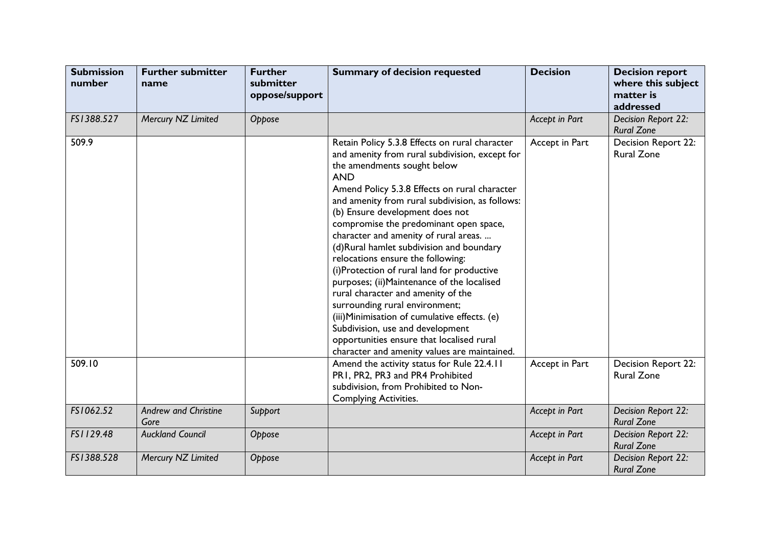| Submission number | Further submitter name | Further submitter oppose/support | Summary of decision requested | Decision | Decision report where this subject matter is addressed |
|---|---|---|---|---|---|
| *FS1388.527* | *Mercury NZ Limited* | *Oppose* | | *Accept in Part* | *Decision Report 22: Rural Zone* |
| 509.9 | | | Retain Policy 5.3.8 Effects on rural character and amenity from rural subdivision, except for the amendments sought below<br>AND<br>Amend Policy 5.3.8 Effects on rural character and amenity from rural subdivision, as follows:<br>(b) Ensure development does not compromise the predominant open space, character and amenity of rural areas. ...<br>(d)Rural hamlet subdivision and boundary relocations ensure the following:<br>(i)Protection of rural land for productive purposes; (ii)Maintenance of the localised rural character and amenity of the surrounding rural environment;<br>(iii)Minimisation of cumulative effects. (e) Subdivision, use and development opportunities ensure that localised rural character and amenity values are maintained. | Accept in Part | Decision Report 22: Rural Zone |
| 509.10 | | | Amend the activity status for Rule 22.4.11 PR1, PR2, PR3 and PR4 Prohibited subdivision, from Prohibited to Non-Complying Activities. | Accept in Part | Decision Report 22: Rural Zone |
| *FS1062.52* | *Andrew and Christine Gore* | *Support* | | *Accept in Part* | *Decision Report 22: Rural Zone* |
| *FS1129.48* | *Auckland Council* | *Oppose* | | *Accept in Part* | *Decision Report 22: Rural Zone* |
| *FS1388.528* | *Mercury NZ Limited* | *Oppose* | | *Accept in Part* | *Decision Report 22: Rural Zone* |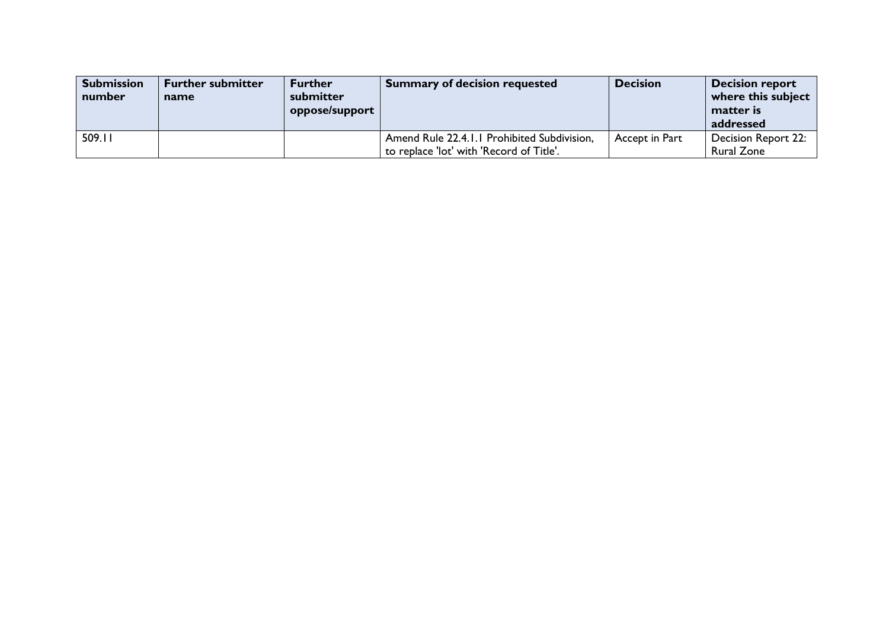| Submission number | Further submitter name | Further submitter oppose/support | Summary of decision requested | Decision | Decision report where this subject matter is addressed |
|---|---|---|---|---|---|
| 509.11 | | | Amend Rule 22.4.1.1 Prohibited Subdivision, to replace 'lot' with 'Record of Title'. | Accept in Part | Decision Report 22: Rural Zone |